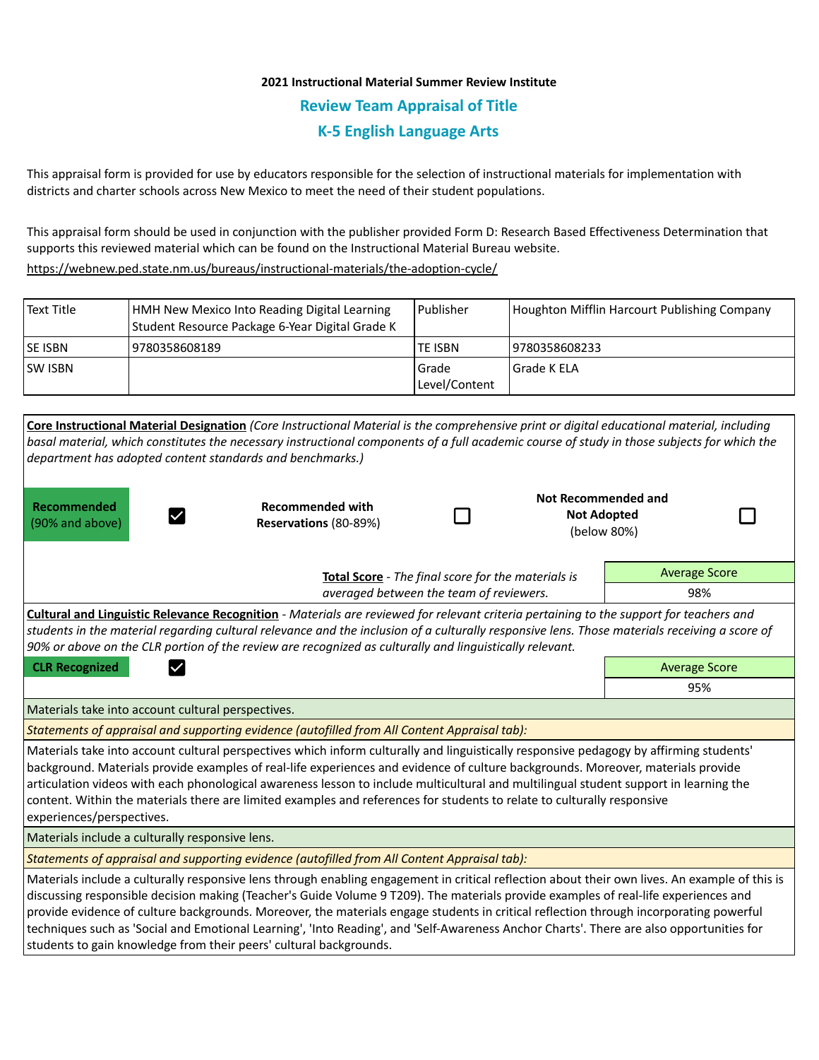**2021 Instructional Material Summer Review Institute**

## Review Team Appraisal of Title

## K-5 English Language Arts

This appraisal form is provided for use by educators responsible for the selection of instructional materials for implementation with districts and charter schools across New Mexico to meet the need of their student populations.

This appraisal form should be used in conjunction with the publisher provided Form D: Research Based Effectiveness Determination that supports this reviewed material which can be found on the Instructional Material Bureau website.

https://webnew.ped.state.nm.us/bureaus/instructional-materials/the-adoption-cycle/

| Text Title | HMH New Mexico Into Reading Digital Learning Student Resource Package 6-Year Digital Grade K | Publisher | Houghton Mifflin Harcourt Publishing Company |
|---|---|---|---|
| SE ISBN | 9780358608189 | TE ISBN | 9780358608233 |
| SW ISBN | | Grade Level/Content | Grade K ELA |

**Core Instructional Material Designation** *(Core Instructional Material is the comprehensive print or digital educational material, including basal material, which constitutes the necessary instructional components of a full academic course of study in those subjects for which the department has adopted content standards and benchmarks.)*

| **Recommended** (90% and above) | ☑ | **Recommended with Reservations** (80-89%) | ☐ | **Not Recommended and Not Adopted** (below 80%) | ☐ |
|---|---|---|---|---|---|

**Total Score** - *The final score for the materials is averaged between the team of reviewers.*

| Average Score |
|---|
| 98% |

**Cultural and Linguistic Relevance Recognition** - *Materials are reviewed for relevant criteria pertaining to the support for teachers and students in the material regarding cultural relevance and the inclusion of a culturally responsive lens. Those materials receiving a score of 90% or above on the CLR portion of the review are recognized as culturally and linguistically relevant.*

**CLR Recognized** ☑

| Average Score |
|---|
| 95% |

Materials take into account cultural perspectives.

*Statements of appraisal and supporting evidence (autofilled from All Content Appraisal tab):*

Materials take into account cultural perspectives which inform culturally and linguistically responsive pedagogy by affirming students' background. Materials provide examples of real-life experiences and evidence of culture backgrounds. Moreover, materials provide articulation videos with each phonological awareness lesson to include multicultural and multilingual student support in learning the content. Within the materials there are limited examples and references for students to relate to culturally responsive experiences/perspectives.

Materials include a culturally responsive lens.

*Statements of appraisal and supporting evidence (autofilled from All Content Appraisal tab):*

Materials include a culturally responsive lens through enabling engagement in critical reflection about their own lives. An example of this is discussing responsible decision making (Teacher's Guide Volume 9 T209). The materials provide examples of real-life experiences and provide evidence of culture backgrounds. Moreover, the materials engage students in critical reflection through incorporating powerful techniques such as 'Social and Emotional Learning', 'Into Reading', and 'Self-Awareness Anchor Charts'. There are also opportunities for students to gain knowledge from their peers' cultural backgrounds.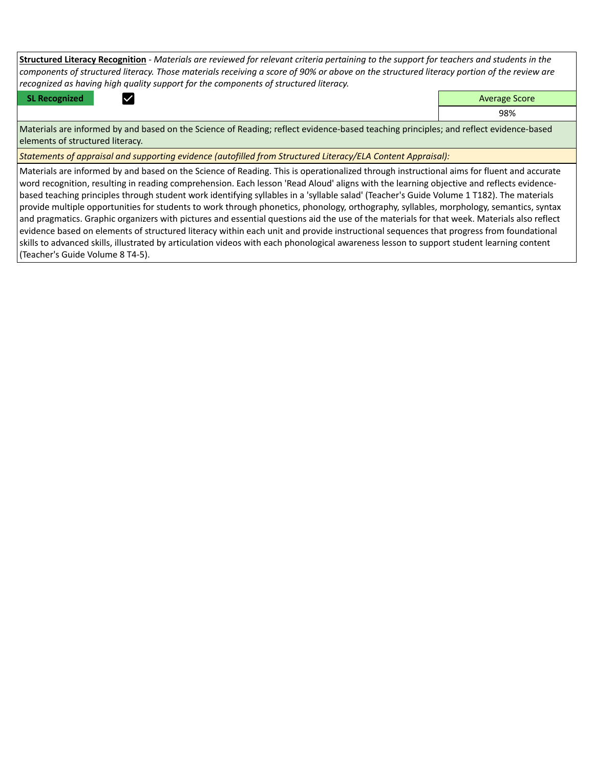**<u>Structured Literacy Recognition</u>** - *Materials are reviewed for relevant criteria pertaining to the support for teachers and students in the components of structured literacy. Those materials receiving a score of 90% or above on the structured literacy portion of the review are recognized as having high quality support for the components of structured literacy.*

| **SL Recognized** | ☑ | Average Score |
|---|---|---|
| | | 98% |

Materials are informed by and based on the Science of Reading; reflect evidence-based teaching principles; and reflect evidence-based elements of structured literacy.

*Statements of appraisal and supporting evidence (autofilled from Structured Literacy/ELA Content Appraisal):*

Materials are informed by and based on the Science of Reading. This is operationalized through instructional aims for fluent and accurate word recognition, resulting in reading comprehension. Each lesson 'Read Aloud' aligns with the learning objective and reflects evidence-based teaching principles through student work identifying syllables in a 'syllable salad' (Teacher's Guide Volume 1 T182). The materials provide multiple opportunities for students to work through phonetics, phonology, orthography, syllables, morphology, semantics, syntax and pragmatics. Graphic organizers with pictures and essential questions aid the use of the materials for that week. Materials also reflect evidence based on elements of structured literacy within each unit and provide instructional sequences that progress from foundational skills to advanced skills, illustrated by articulation videos with each phonological awareness lesson to support student learning content (Teacher's Guide Volume 8 T4-5).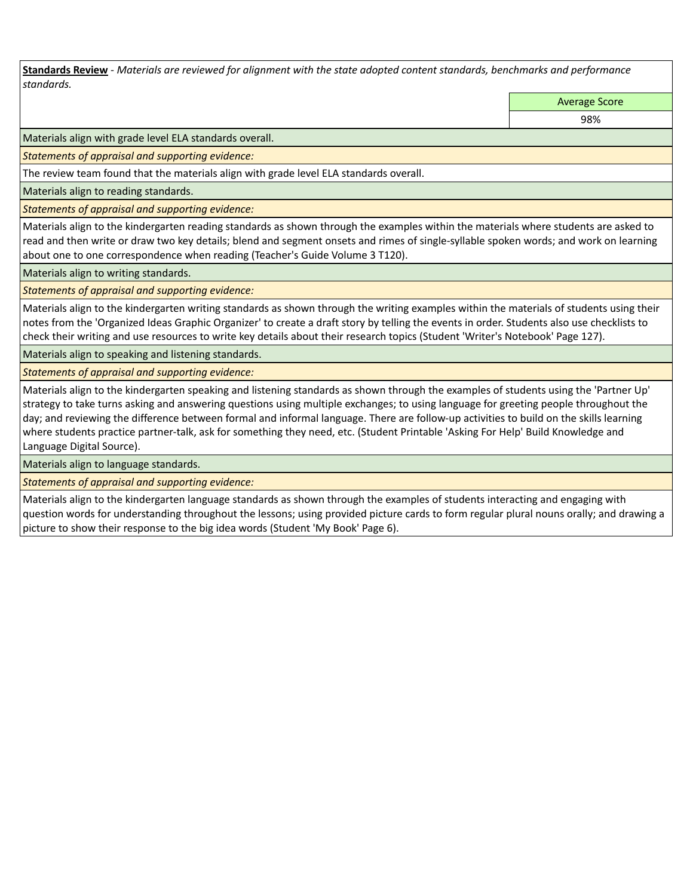**Standards Review** - *Materials are reviewed for alignment with the state adopted content standards, benchmarks and performance standards.*

| | Average Score |
|---|---|
| | 98% |

Materials align with grade level ELA standards overall.

*Statements of appraisal and supporting evidence:*

The review team found that the materials align with grade level ELA standards overall.

Materials align to reading standards.

*Statements of appraisal and supporting evidence:*

Materials align to the kindergarten reading standards as shown through the examples within the materials where students are asked to read and then write or draw two key details; blend and segment onsets and rimes of single-syllable spoken words; and work on learning about one to one correspondence when reading (Teacher's Guide Volume 3 T120).

Materials align to writing standards.

*Statements of appraisal and supporting evidence:*

Materials align to the kindergarten writing standards as shown through the writing examples within the materials of students using their notes from the 'Organized Ideas Graphic Organizer' to create a draft story by telling the events in order. Students also use checklists to check their writing and use resources to write key details about their research topics (Student 'Writer's Notebook' Page 127).

Materials align to speaking and listening standards.

*Statements of appraisal and supporting evidence:*

Materials align to the kindergarten speaking and listening standards as shown through the examples of students using the 'Partner Up' strategy to take turns asking and answering questions using multiple exchanges; to using language for greeting people throughout the day; and reviewing the difference between formal and informal language. There are follow-up activities to build on the skills learning where students practice partner-talk, ask for something they need, etc. (Student Printable 'Asking For Help' Build Knowledge and Language Digital Source).

Materials align to language standards.

*Statements of appraisal and supporting evidence:*

Materials align to the kindergarten language standards as shown through the examples of students interacting and engaging with question words for understanding throughout the lessons; using provided picture cards to form regular plural nouns orally; and drawing a picture to show their response to the big idea words (Student 'My Book' Page 6).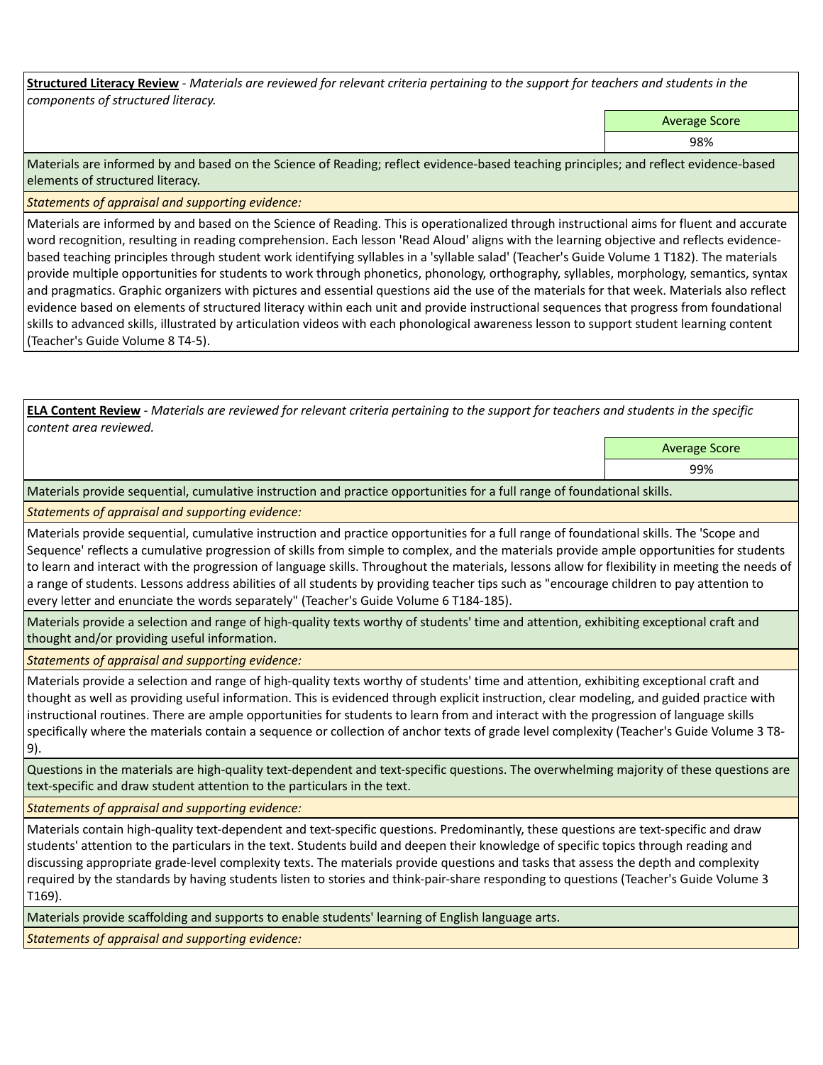**Structured Literacy Review** - *Materials are reviewed for relevant criteria pertaining to the support for teachers and students in the components of structured literacy.*

| Average Score |
|---|
| 98% |

Materials are informed by and based on the Science of Reading; reflect evidence-based teaching principles; and reflect evidence-based elements of structured literacy.

*Statements of appraisal and supporting evidence:*

Materials are informed by and based on the Science of Reading. This is operationalized through instructional aims for fluent and accurate word recognition, resulting in reading comprehension. Each lesson 'Read Aloud' aligns with the learning objective and reflects evidence-based teaching principles through student work identifying syllables in a 'syllable salad' (Teacher's Guide Volume 1 T182). The materials provide multiple opportunities for students to work through phonetics, phonology, orthography, syllables, morphology, semantics, syntax and pragmatics. Graphic organizers with pictures and essential questions aid the use of the materials for that week. Materials also reflect evidence based on elements of structured literacy within each unit and provide instructional sequences that progress from foundational skills to advanced skills, illustrated by articulation videos with each phonological awareness lesson to support student learning content (Teacher's Guide Volume 8 T4-5).

**ELA Content Review** - *Materials are reviewed for relevant criteria pertaining to the support for teachers and students in the specific content area reviewed.*

| Average Score |
|---|
| 99% |

Materials provide sequential, cumulative instruction and practice opportunities for a full range of foundational skills.

*Statements of appraisal and supporting evidence:*

Materials provide sequential, cumulative instruction and practice opportunities for a full range of foundational skills. The 'Scope and Sequence' reflects a cumulative progression of skills from simple to complex, and the materials provide ample opportunities for students to learn and interact with the progression of language skills. Throughout the materials, lessons allow for flexibility in meeting the needs of a range of students. Lessons address abilities of all students by providing teacher tips such as "encourage children to pay attention to every letter and enunciate the words separately" (Teacher's Guide Volume 6 T184-185).

Materials provide a selection and range of high-quality texts worthy of students' time and attention, exhibiting exceptional craft and thought and/or providing useful information.

*Statements of appraisal and supporting evidence:*

Materials provide a selection and range of high-quality texts worthy of students' time and attention, exhibiting exceptional craft and thought as well as providing useful information. This is evidenced through explicit instruction, clear modeling, and guided practice with instructional routines. There are ample opportunities for students to learn from and interact with the progression of language skills specifically where the materials contain a sequence or collection of anchor texts of grade level complexity (Teacher's Guide Volume 3 T8-9).

Questions in the materials are high-quality text-dependent and text-specific questions. The overwhelming majority of these questions are text-specific and draw student attention to the particulars in the text.

*Statements of appraisal and supporting evidence:*

Materials contain high-quality text-dependent and text-specific questions. Predominantly, these questions are text-specific and draw students' attention to the particulars in the text. Students build and deepen their knowledge of specific topics through reading and discussing appropriate grade-level complexity texts. The materials provide questions and tasks that assess the depth and complexity required by the standards by having students listen to stories and think-pair-share responding to questions (Teacher's Guide Volume 3 T169).

Materials provide scaffolding and supports to enable students' learning of English language arts.

*Statements of appraisal and supporting evidence:*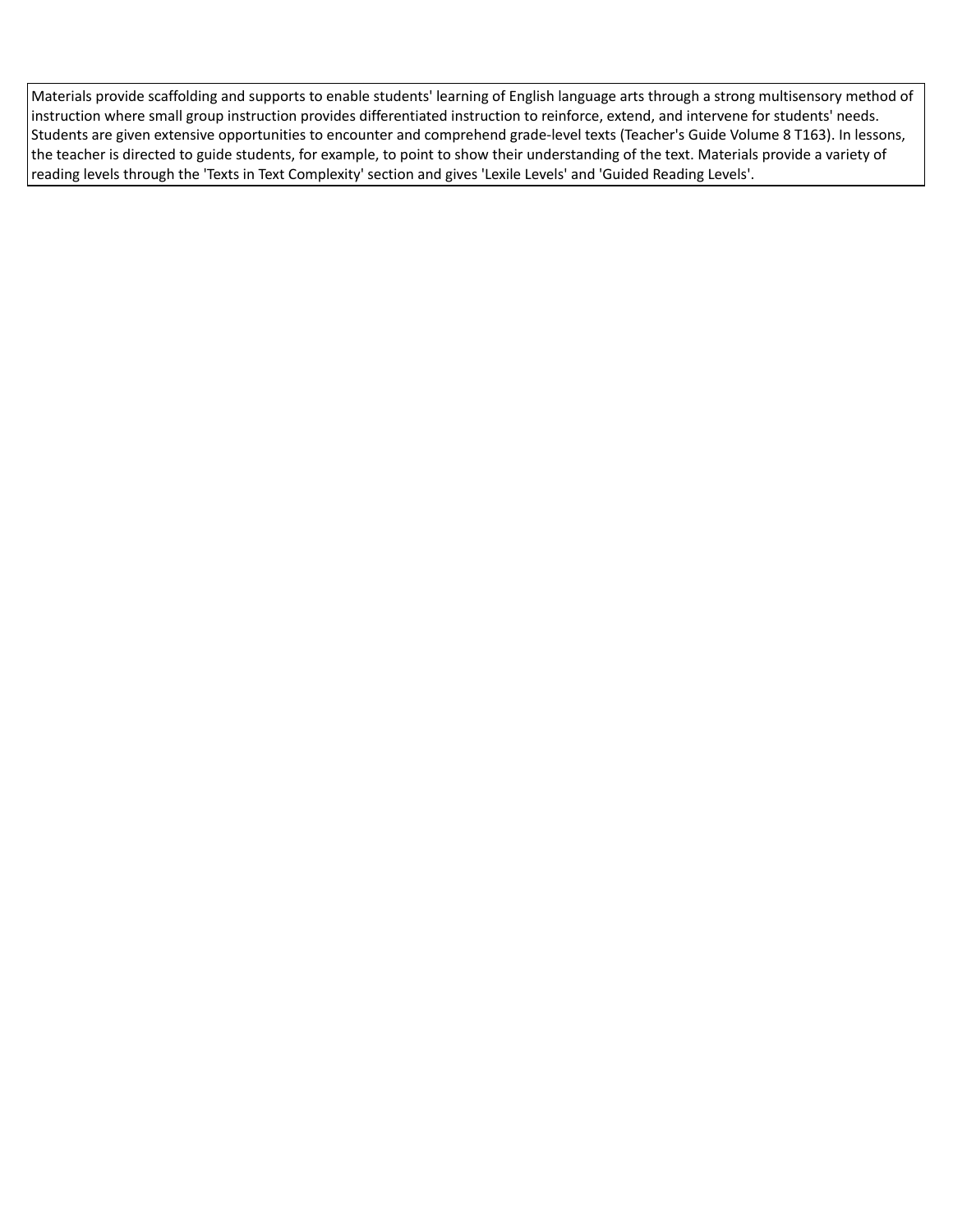Materials provide scaffolding and supports to enable students' learning of English language arts through a strong multisensory method of instruction where small group instruction provides differentiated instruction to reinforce, extend, and intervene for students' needs. Students are given extensive opportunities to encounter and comprehend grade-level texts (Teacher's Guide Volume 8 T163). In lessons, the teacher is directed to guide students, for example, to point to show their understanding of the text. Materials provide a variety of reading levels through the 'Texts in Text Complexity' section and gives 'Lexile Levels' and 'Guided Reading Levels'.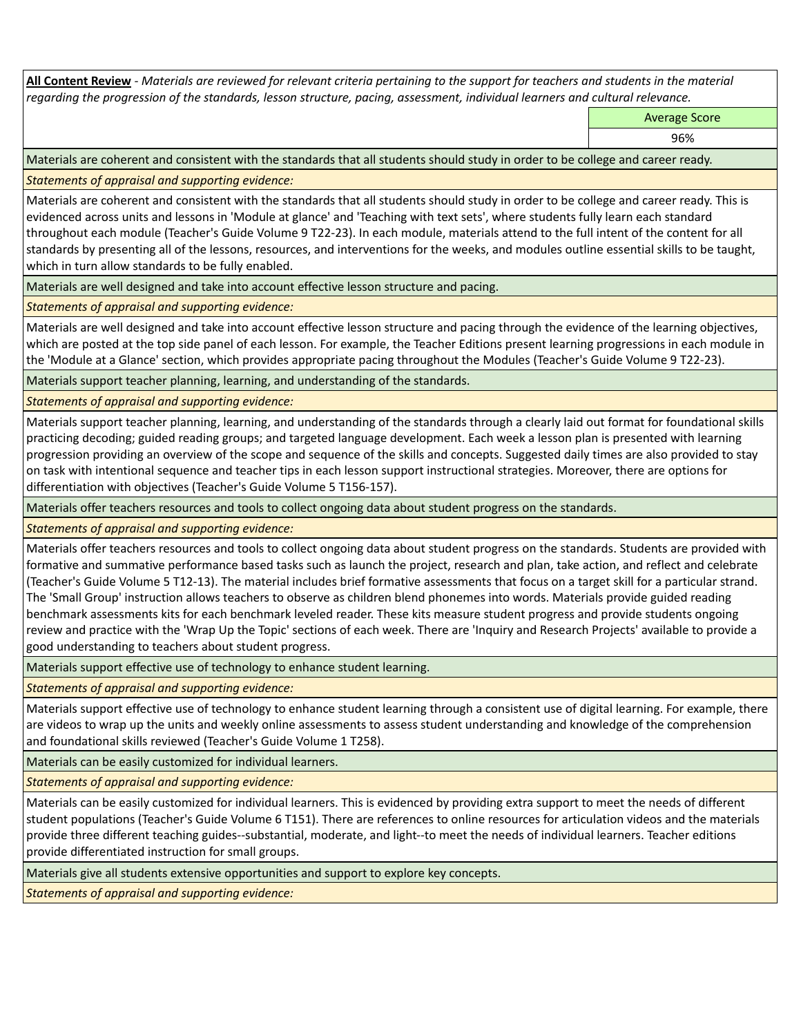**All Content Review** - *Materials are reviewed for relevant criteria pertaining to the support for teachers and students in the material regarding the progression of the standards, lesson structure, pacing, assessment, individual learners and cultural relevance.*

| Average Score |
|---|
| 96% |

Materials are coherent and consistent with the standards that all students should study in order to be college and career ready.

*Statements of appraisal and supporting evidence:*

Materials are coherent and consistent with the standards that all students should study in order to be college and career ready. This is evidenced across units and lessons in 'Module at glance' and 'Teaching with text sets', where students fully learn each standard throughout each module (Teacher's Guide Volume 9 T22-23). In each module, materials attend to the full intent of the content for all standards by presenting all of the lessons, resources, and interventions for the weeks, and modules outline essential skills to be taught, which in turn allow standards to be fully enabled.

Materials are well designed and take into account effective lesson structure and pacing.

*Statements of appraisal and supporting evidence:*

Materials are well designed and take into account effective lesson structure and pacing through the evidence of the learning objectives, which are posted at the top side panel of each lesson. For example, the Teacher Editions present learning progressions in each module in the 'Module at a Glance' section, which provides appropriate pacing throughout the Modules (Teacher's Guide Volume 9 T22-23).

Materials support teacher planning, learning, and understanding of the standards.

*Statements of appraisal and supporting evidence:*

Materials support teacher planning, learning, and understanding of the standards through a clearly laid out format for foundational skills practicing decoding; guided reading groups; and targeted language development. Each week a lesson plan is presented with learning progression providing an overview of the scope and sequence of the skills and concepts. Suggested daily times are also provided to stay on task with intentional sequence and teacher tips in each lesson support instructional strategies. Moreover, there are options for differentiation with objectives (Teacher's Guide Volume 5 T156-157).

Materials offer teachers resources and tools to collect ongoing data about student progress on the standards.

*Statements of appraisal and supporting evidence:*

Materials offer teachers resources and tools to collect ongoing data about student progress on the standards. Students are provided with formative and summative performance based tasks such as launch the project, research and plan, take action, and reflect and celebrate (Teacher's Guide Volume 5 T12-13). The material includes brief formative assessments that focus on a target skill for a particular strand. The 'Small Group' instruction allows teachers to observe as children blend phonemes into words. Materials provide guided reading benchmark assessments kits for each benchmark leveled reader. These kits measure student progress and provide students ongoing review and practice with the 'Wrap Up the Topic' sections of each week. There are 'Inquiry and Research Projects' available to provide a good understanding to teachers about student progress.

Materials support effective use of technology to enhance student learning.

*Statements of appraisal and supporting evidence:*

Materials support effective use of technology to enhance student learning through a consistent use of digital learning. For example, there are videos to wrap up the units and weekly online assessments to assess student understanding and knowledge of the comprehension and foundational skills reviewed (Teacher's Guide Volume 1 T258).

Materials can be easily customized for individual learners.

*Statements of appraisal and supporting evidence:*

Materials can be easily customized for individual learners. This is evidenced by providing extra support to meet the needs of different student populations (Teacher's Guide Volume 6 T151). There are references to online resources for articulation videos and the materials provide three different teaching guides--substantial, moderate, and light--to meet the needs of individual learners. Teacher editions provide differentiated instruction for small groups.

Materials give all students extensive opportunities and support to explore key concepts.

*Statements of appraisal and supporting evidence:*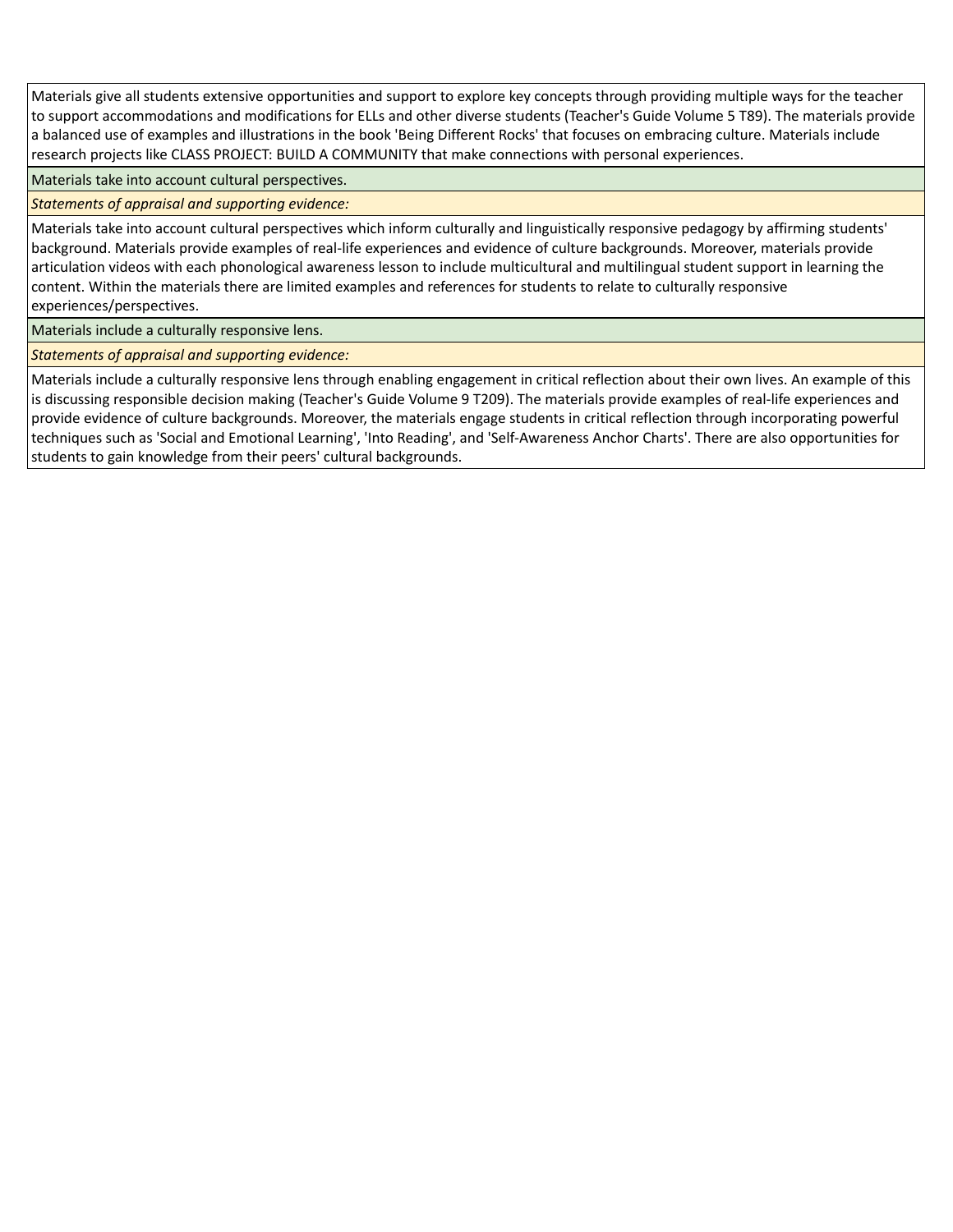Materials give all students extensive opportunities and support to explore key concepts through providing multiple ways for the teacher to support accommodations and modifications for ELLs and other diverse students (Teacher's Guide Volume 5 T89). The materials provide a balanced use of examples and illustrations in the book 'Being Different Rocks' that focuses on embracing culture. Materials include research projects like CLASS PROJECT: BUILD A COMMUNITY that make connections with personal experiences.

Materials take into account cultural perspectives.

*Statements of appraisal and supporting evidence:*

Materials take into account cultural perspectives which inform culturally and linguistically responsive pedagogy by affirming students' background. Materials provide examples of real-life experiences and evidence of culture backgrounds. Moreover, materials provide articulation videos with each phonological awareness lesson to include multicultural and multilingual student support in learning the content. Within the materials there are limited examples and references for students to relate to culturally responsive experiences/perspectives.

Materials include a culturally responsive lens.

*Statements of appraisal and supporting evidence:*

Materials include a culturally responsive lens through enabling engagement in critical reflection about their own lives. An example of this is discussing responsible decision making (Teacher's Guide Volume 9 T209). The materials provide examples of real-life experiences and provide evidence of culture backgrounds. Moreover, the materials engage students in critical reflection through incorporating powerful techniques such as 'Social and Emotional Learning', 'Into Reading', and 'Self-Awareness Anchor Charts'. There are also opportunities for students to gain knowledge from their peers' cultural backgrounds.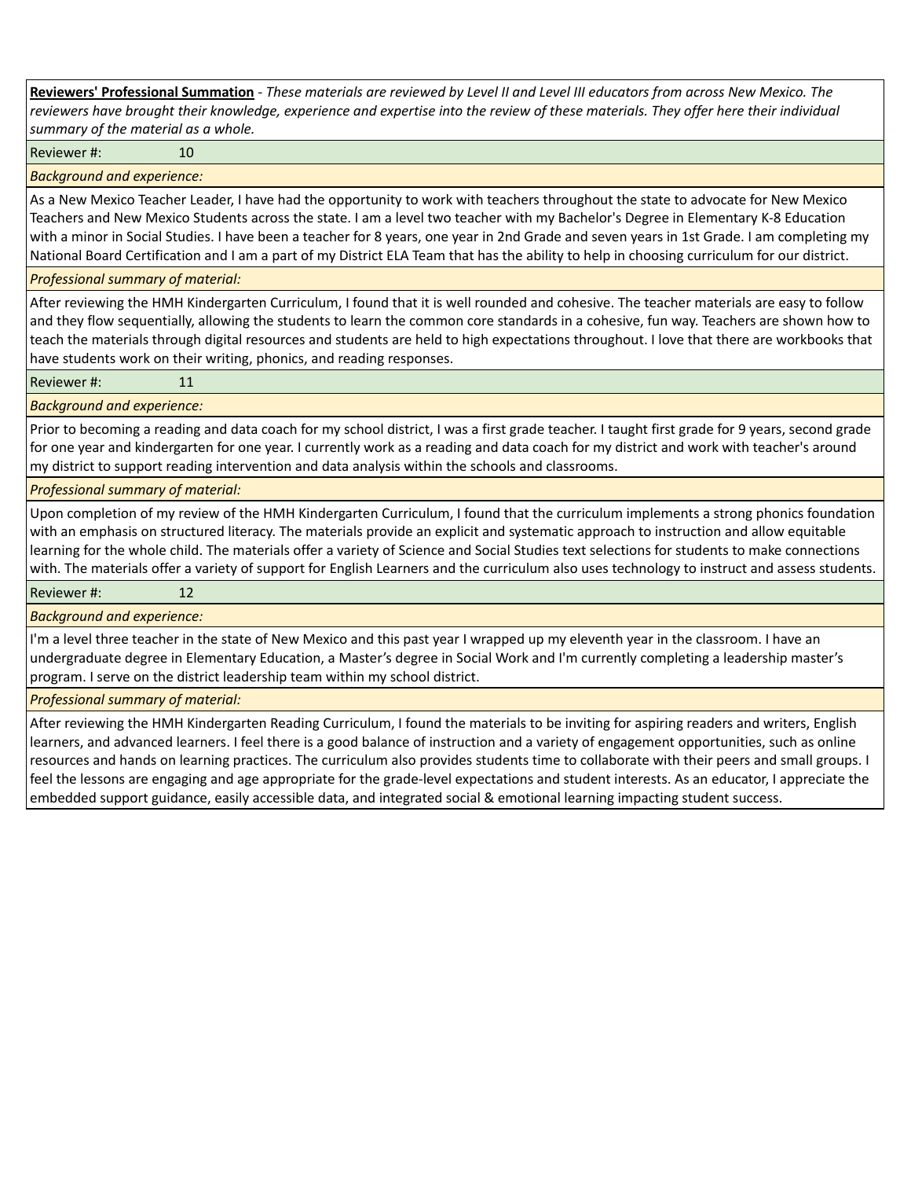**Reviewers' Professional Summation** - *These materials are reviewed by Level II and Level III educators from across New Mexico. The reviewers have brought their knowledge, experience and expertise into the review of these materials. They offer here their individual summary of the material as a whole.*

Reviewer #: 10

*Background and experience:*

As a New Mexico Teacher Leader, I have had the opportunity to work with teachers throughout the state to advocate for New Mexico Teachers and New Mexico Students across the state. I am a level two teacher with my Bachelor's Degree in Elementary K-8 Education with a minor in Social Studies. I have been a teacher for 8 years, one year in 2nd Grade and seven years in 1st Grade. I am completing my National Board Certification and I am a part of my District ELA Team that has the ability to help in choosing curriculum for our district.

*Professional summary of material:*

After reviewing the HMH Kindergarten Curriculum, I found that it is well rounded and cohesive. The teacher materials are easy to follow and they flow sequentially, allowing the students to learn the common core standards in a cohesive, fun way. Teachers are shown how to teach the materials through digital resources and students are held to high expectations throughout. I love that there are workbooks that have students work on their writing, phonics, and reading responses.

Reviewer #: 11

*Background and experience:*

Prior to becoming a reading and data coach for my school district, I was a first grade teacher. I taught first grade for 9 years, second grade for one year and kindergarten for one year. I currently work as a reading and data coach for my district and work with teacher's around my district to support reading intervention and data analysis within the schools and classrooms.

*Professional summary of material:*

Upon completion of my review of the HMH Kindergarten Curriculum, I found that the curriculum implements a strong phonics foundation with an emphasis on structured literacy. The materials provide an explicit and systematic approach to instruction and allow equitable learning for the whole child. The materials offer a variety of Science and Social Studies text selections for students to make connections with. The materials offer a variety of support for English Learners and the curriculum also uses technology to instruct and assess students.

Reviewer #: 12

*Background and experience:*

I'm a level three teacher in the state of New Mexico and this past year I wrapped up my eleventh year in the classroom. I have an undergraduate degree in Elementary Education, a Master's degree in Social Work and I'm currently completing a leadership master's program. I serve on the district leadership team within my school district.

*Professional summary of material:*

After reviewing the HMH Kindergarten Reading Curriculum, I found the materials to be inviting for aspiring readers and writers, English learners, and advanced learners. I feel there is a good balance of instruction and a variety of engagement opportunities, such as online resources and hands on learning practices. The curriculum also provides students time to collaborate with their peers and small groups. I feel the lessons are engaging and age appropriate for the grade-level expectations and student interests. As an educator, I appreciate the embedded support guidance, easily accessible data, and integrated social & emotional learning impacting student success.